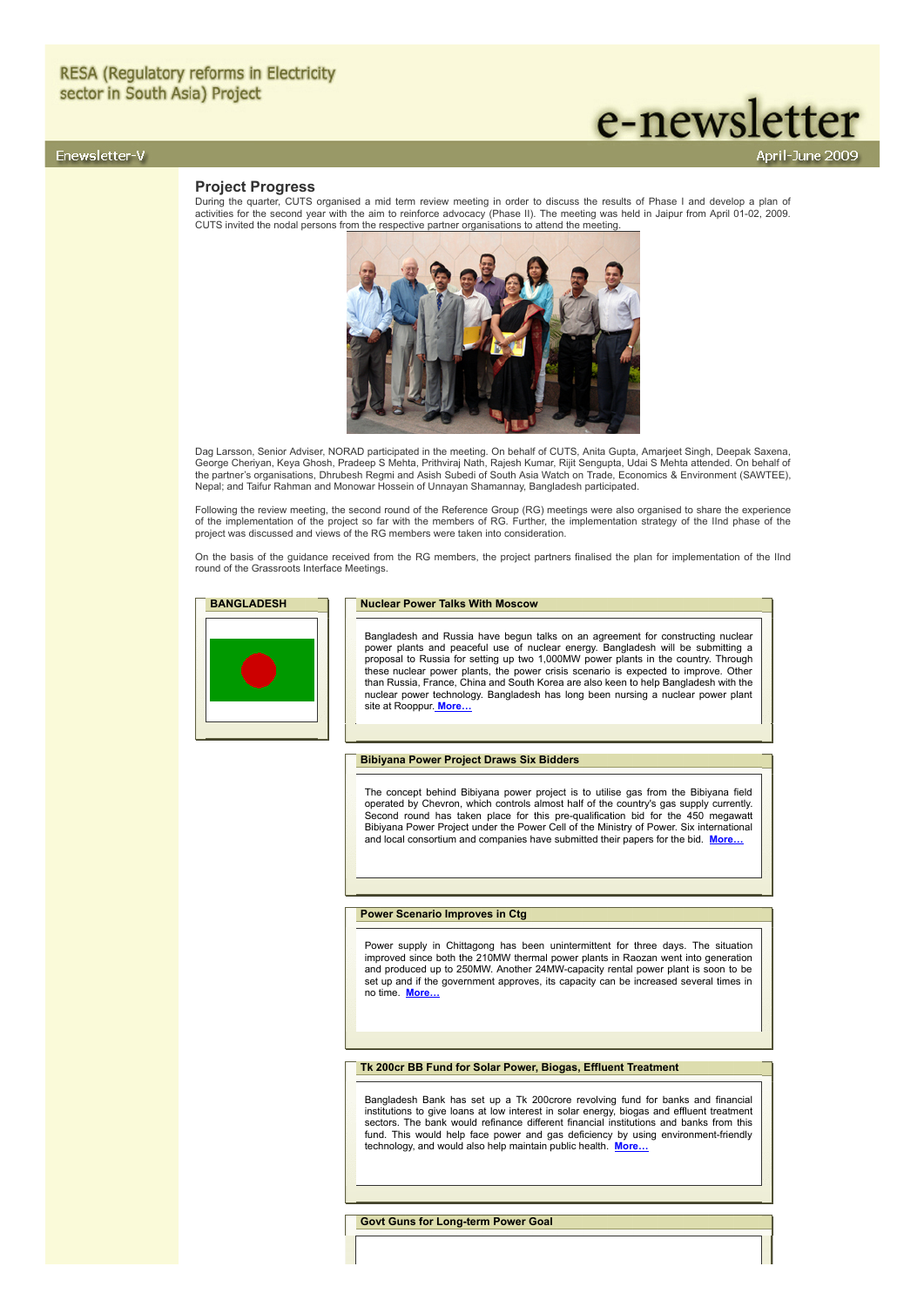RESA (Regulatory reforms in Electricity sector in South Asia) Project

# e-newsletter

Enewsletter-V

April-June 2009

## Project Progress

During the quarter, CUTS organised a mid term review meeting in order to discuss the results of Phase I and develop a plan of activities for the second year with the aim to reinforce advocacy (Phase II). The meeting was held in Jaipur from April 01-02, 2009. CUTS invited the nodal persons from the respective partner organisations to attend the meeting.

Dag Larsson, Senior Adviser, NORAD participated in the meeting. On behalf of CUTS, Anita Gupta, Amarjeet Singh, Deepak Saxena, George Cheriyan, Keya Ghosh, Pradeep S Mehta, Prithviraj Nath, Rajesh Kumar, Rijit Sengupta, Udai S Mehta attended. On behalf of the partner's organisations, Dhrubesh Regmi and Asish Subedi of South Asia Watch on Trade, Economics & Environment (SAWTEE), Nepal; and Taifur Rahman and Monowar Hossein of Unnayan Shamannay, Bangladesh participated.

Following the review meeting, the second round of the Reference Group (RG) meetings were also organised to share the experience of the implementation of the project so far with the members of RG. Further, the implementation strategy of the IInd phase of the project was discussed and views of the RG members were taken into consideration.

On the basis of the guidance received from the RG members, the project partners finalised the plan for implementation of the IInd round of the Grassroots Interface Meetings.

## BANGLADESH

### Nuclear Power Talks With Moscow

Bangladesh and Russia have begun talks on an agreement for constructing nuclear power plants and peaceful use of nuclear energy. Bangladesh will be submitting a proposal to Russia for setting up two 1,000MW power plants in the country. Through these nuclear power plants, the power crisis scenario is expected to improve. Other than Russia, France, China and South Korea are also keen to help Bangladesh with the nuclear power technology. Bangladesh has long been nursing a nuclear power plant site at Rooppur. **More…**

### Bibiyana Power Project Draws Six Bidders

The concept behind Bibiyana power project is to utilise gas from the Bibiyana field operated by Chevron, which controls almost half of the country's gas supply currently. Second round has taken place for this pre-qualification bid for the 450 megawatt Bibiyana Power Project under the Power Cell of the Ministry of Power. Six international and local consortium and companies have submitted their papers for the bid. **More…**

### Power Scenario Improves in Ctg

Power supply in Chittagong has been unintermittent for three days. The situation improved since both the 210MW thermal power plants in Raozan went into generation and produced up to 250MW. Another 24MW-capacity rental power plant is soon to be set up and if the government approves, its capacity can be increased several times in no time. **More…**

### Tk 200cr BB Fund for Solar Power, Biogas, Effluent Treatment

Bangladesh Bank has set up a Tk 200crore revolving fund for banks and financial institutions to give loans at low interest in solar energy, biogas and effluent treatment sectors. The bank would refinance different financial institutions and banks from this fund. This would help face power and gas deficiency by using environment-friendly technology, and would also help maintain public health. **More…**

### Govt Guns for Long-term Power Goal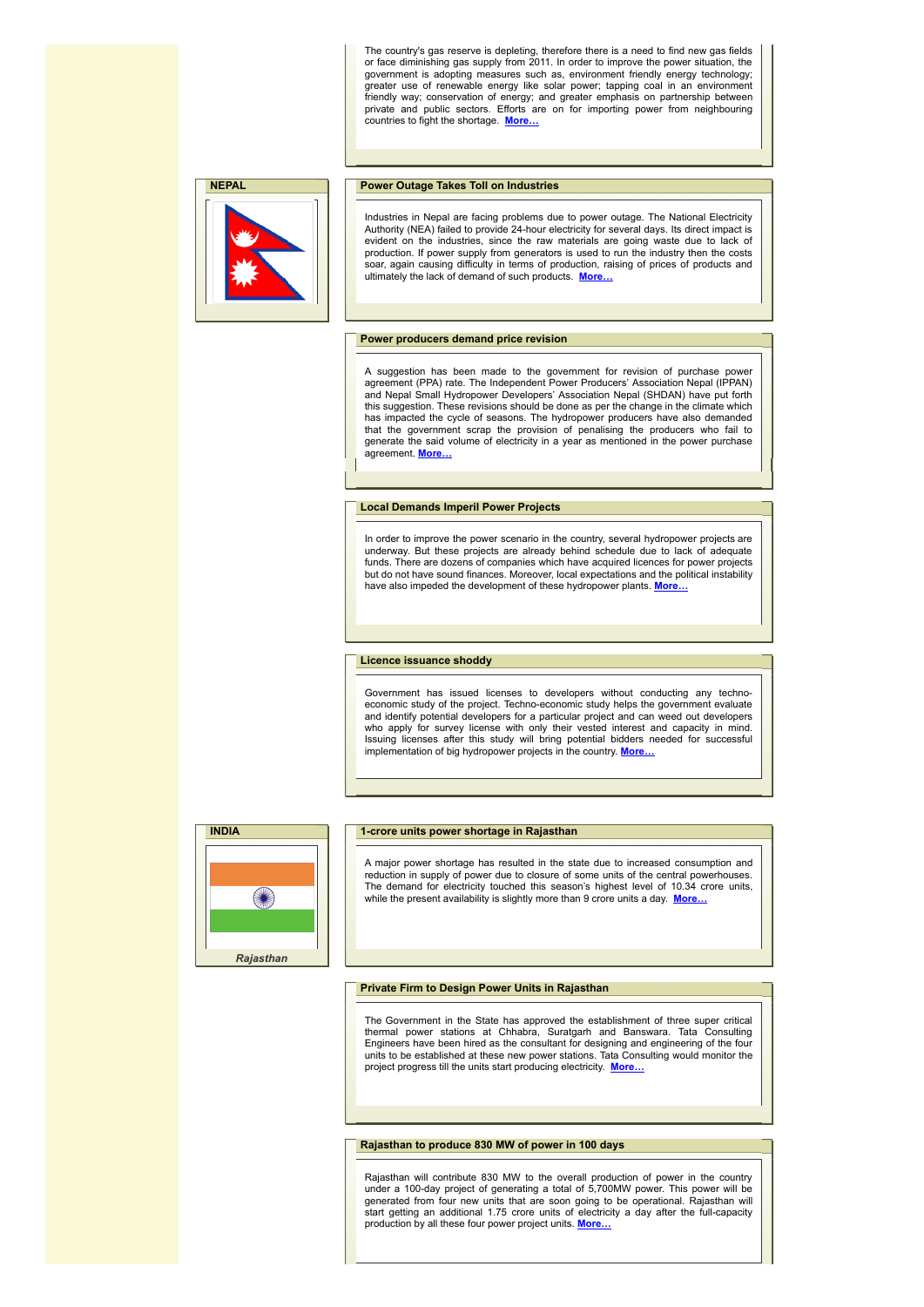The country's gas reserve is depleting, therefore there is a need to find new gas fields or face diminishing gas supply from 2011. In order to improve the power situation, the government is adopting measures such as, environment friendly energy technology; greater use of renewable energy like solar power; tapping coal in an environment friendly way; conservation of energy; and greater emphasis on partnership between private and public sectors. Efforts are on for importing power from neighbouring countries to fight the shortage. **More…**

## NEPAL

### Power Outage Takes Toll on Industries

Industries in Nepal are facing problems due to power outage. The National Electricity Authority (NEA) failed to provide 24-hour electricity for several days. Its direct impact is evident on the industries, since the raw materials are going waste due to lack of production. If power supply from generators is used to run the industry then the costs soar, again causing difficulty in terms of production, raising of prices of products and ultimately the lack of demand of such products. **More…**

### Power producers demand price revision

A suggestion has been made to the government for revision of purchase power agreement (PPA) rate. The Independent Power Producers' Association Nepal (IPPAN) and Nepal Small Hydropower Developers' Association Nepal (SHDAN) have put forth this suggestion. These revisions should be done as per the change in the climate which has impacted the cycle of seasons. The hydropower producers have also demanded that the government scrap the provision of penalising the producers who fail to generate the said volume of electricity in a year as mentioned in the power purchase agreement. **More…**

### Local Demands Imperil Power Projects

In order to improve the power scenario in the country, several hydropower projects are underway. But these projects are already behind schedule due to lack of adequate funds. There are dozens of companies which have acquired licences for power projects but do not have sound finances. Moreover, local expectations and the political instability have also impeded the development of these hydropower plants. **More…**

### Licence issuance shoddy

Government has issued licenses to developers without conducting any techno-economic study of the project. Techno-economic study helps the government evaluate and identify potential developers for a particular project and can weed out developers who apply for survey license with only their vested interest and capacity in mind. Issuing licenses after this study will bring potential bidders needed for successful implementation of big hydropower projects in the country. **More…**

## INDIA

*Rajasthan*

### 1-crore units power shortage in Rajasthan

A major power shortage has resulted in the state due to increased consumption and reduction in supply of power due to closure of some units of the central powerhouses. The demand for electricity touched this season's highest level of 10.34 crore units, while the present availability is slightly more than 9 crore units a day. **More…**

### Private Firm to Design Power Units in Rajasthan

The Government in the State has approved the establishment of three super critical thermal power stations at Chhabra, Suratgarh and Banswara. Tata Consulting Engineers have been hired as the consultant for designing and engineering of the four units to be established at these new power stations. Tata Consulting would monitor the project progress till the units start producing electricity. **More…**

### Rajasthan to produce 830 MW of power in 100 days

Rajasthan will contribute 830 MW to the overall production of power in the country under a 100-day project of generating a total of 5,700MW power. This power will be generated from four new units that are soon going to be operational. Rajasthan will start getting an additional 1.75 crore units of electricity a day after the full-capacity production by all these four power project units. **More…**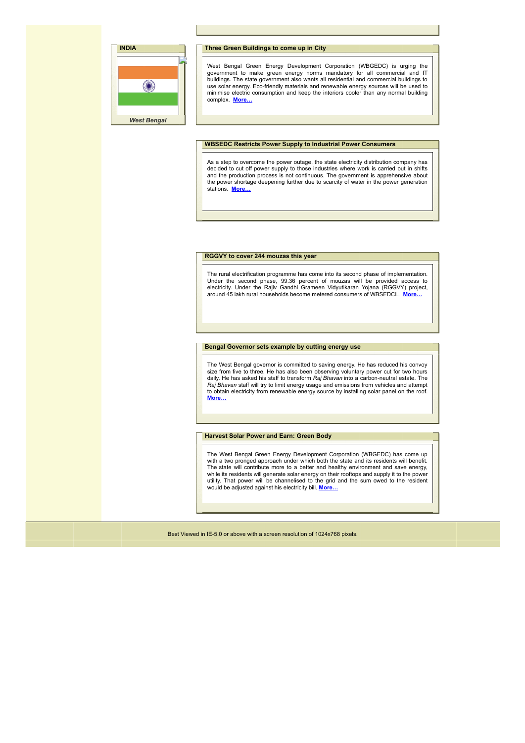**INDIA**

*West Bengal*

## Three Green Buildings to come up in City

West Bengal Green Energy Development Corporation (WBGEDC) is urging the government to make green energy norms mandatory for all commercial and IT buildings. The state government also wants all residential and commercial buildings to use solar energy. Eco-friendly materials and renewable energy sources will be used to minimise electric consumption and keep the interiors cooler than any normal building complex. **More…**

## WBSEDC Restricts Power Supply to Industrial Power Consumers

As a step to overcome the power outage, the state electricity distribution company has decided to cut off power supply to those industries where work is carried out in shifts and the production process is not continuous. The government is apprehensive about the power shortage deepening further due to scarcity of water in the power generation stations. **More…**

## RGGVY to cover 244 mouzas this year

The rural electrification programme has come into its second phase of implementation. Under the second phase, 99.36 percent of mouzas will be provided access to electricity. Under the Rajiv Gandhi Grameen Vidyutikaran Yojana (RGGVY) project, around 45 lakh rural households become metered consumers of WBSEDCL. **More…**

## Bengal Governor sets example by cutting energy use

The West Bengal governor is committed to saving energy. He has reduced his convoy size from five to three. He has also been observing voluntary power cut for two hours daily. He has asked his staff to transform *Raj Bhavan* into a carbon-neutral estate. The *Raj Bhavan* staff will try to limit energy usage and emissions from vehicles and attempt to obtain electricity from renewable energy source by installing solar panel on the roof. **More…**

## Harvest Solar Power and Earn: Green Body

The West Bengal Green Energy Development Corporation (WBGEDC) has come up with a two pronged approach under which both the state and its residents will benefit. The state will contribute more to a better and healthy environment and save energy, while its residents will generate solar energy on their rooftops and supply it to the power utility. That power will be channelised to the grid and the sum owed to the resident would be adjusted against his electricity bill. **More…**

Best Viewed in IE-5.0 or above with a screen resolution of 1024x768 pixels.